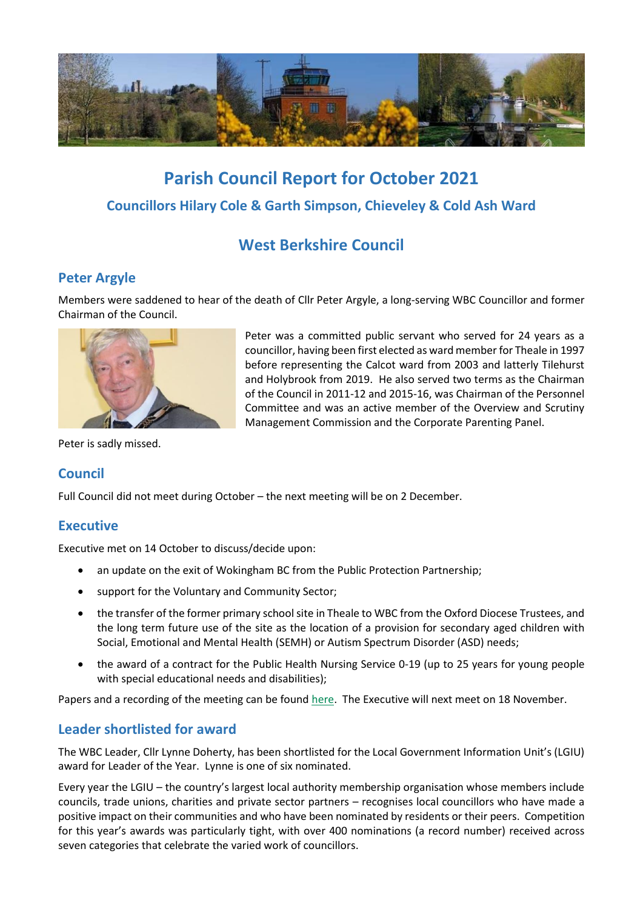# Parish Council Report for October 2021

### Councillors Hilary Cole & Garth Simpson, Chieveley & Cold Ash Ward

## West Berkshire Council

### Peter Argyle

Members were saddened to hear of the death of Cllr Peter Argyle, a long-serving WBC Councillor and former Chairman of the Council.

Peter was a committed public servant who served for 24 years as a councillor, having been first elected as ward member for Theale in 1997 before representing the Calcot ward from 2003 and latterly Tilehurst and Holybrook from 2019. He also served two terms as the Chairman of the Council in 2011-12 and 2015-16, was Chairman of the Personnel Committee and was an active member of the Overview and Scrutiny Management Commission and the Corporate Parenting Panel.

Peter is sadly missed.

### Council

Full Council did not meet during October – the next meeting will be on 2 December.

### Executive

Executive met on 14 October to discuss/decide upon:

- an update on the exit of Wokingham BC from the Public Protection Partnership;
- support for the Voluntary and Community Sector;
- the transfer of the former primary school site in Theale to WBC from the Oxford Diocese Trustees, and the long term future use of the site as the location of a provision for secondary aged children with Social, Emotional and Mental Health (SEMH) or Autism Spectrum Disorder (ASD) needs;
- the award of a contract for the Public Health Nursing Service 0-19 (up to 25 years for young people with special educational needs and disabilities);

Papers and a recording of the meeting can be found here. The Executive will next meet on 18 November.

### Leader shortlisted for award

The WBC Leader, Cllr Lynne Doherty, has been shortlisted for the Local Government Information Unit's (LGIU) award for Leader of the Year. Lynne is one of six nominated.

Every year the LGIU – the country's largest local authority membership organisation whose members include councils, trade unions, charities and private sector partners – recognises local councillors who have made a positive impact on their communities and who have been nominated by residents or their peers. Competition for this year's awards was particularly tight, with over 400 nominations (a record number) received across seven categories that celebrate the varied work of councillors.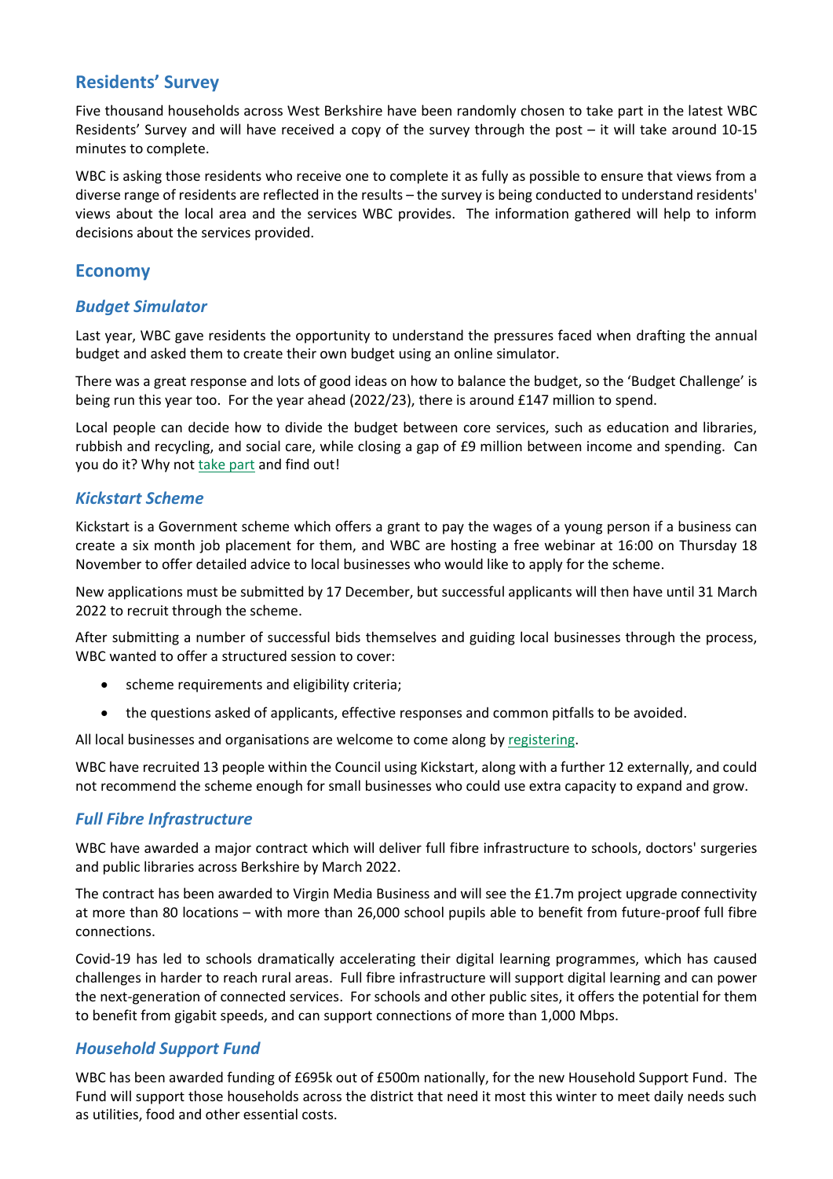## Residents' Survey

Five thousand households across West Berkshire have been randomly chosen to take part in the latest WBC Residents' Survey and will have received a copy of the survey through the post – it will take around 10-15 minutes to complete.

WBC is asking those residents who receive one to complete it as fully as possible to ensure that views from a diverse range of residents are reflected in the results – the survey is being conducted to understand residents' views about the local area and the services WBC provides. The information gathered will help to inform decisions about the services provided.

## Economy

### *Budget Simulator*

Last year, WBC gave residents the opportunity to understand the pressures faced when drafting the annual budget and asked them to create their own budget using an online simulator.

There was a great response and lots of good ideas on how to balance the budget, so the 'Budget Challenge' is being run this year too. For the year ahead (2022/23), there is around £147 million to spend.

Local people can decide how to divide the budget between core services, such as education and libraries, rubbish and recycling, and social care, while closing a gap of £9 million between income and spending. Can you do it? Why not take part and find out!

### *Kickstart Scheme*

Kickstart is a Government scheme which offers a grant to pay the wages of a young person if a business can create a six month job placement for them, and WBC are hosting a free webinar at 16:00 on Thursday 18 November to offer detailed advice to local businesses who would like to apply for the scheme.

New applications must be submitted by 17 December, but successful applicants will then have until 31 March 2022 to recruit through the scheme.

After submitting a number of successful bids themselves and guiding local businesses through the process, WBC wanted to offer a structured session to cover:

- scheme requirements and eligibility criteria;
- the questions asked of applicants, effective responses and common pitfalls to be avoided.

All local businesses and organisations are welcome to come along by registering.

WBC have recruited 13 people within the Council using Kickstart, along with a further 12 externally, and could not recommend the scheme enough for small businesses who could use extra capacity to expand and grow.

### *Full Fibre Infrastructure*

WBC have awarded a major contract which will deliver full fibre infrastructure to schools, doctors' surgeries and public libraries across Berkshire by March 2022.

The contract has been awarded to Virgin Media Business and will see the £1.7m project upgrade connectivity at more than 80 locations – with more than 26,000 school pupils able to benefit from future-proof full fibre connections.

Covid-19 has led to schools dramatically accelerating their digital learning programmes, which has caused challenges in harder to reach rural areas. Full fibre infrastructure will support digital learning and can power the next-generation of connected services. For schools and other public sites, it offers the potential for them to benefit from gigabit speeds, and can support connections of more than 1,000 Mbps.

### *Household Support Fund*

WBC has been awarded funding of £695k out of £500m nationally, for the new Household Support Fund. The Fund will support those households across the district that need it most this winter to meet daily needs such as utilities, food and other essential costs.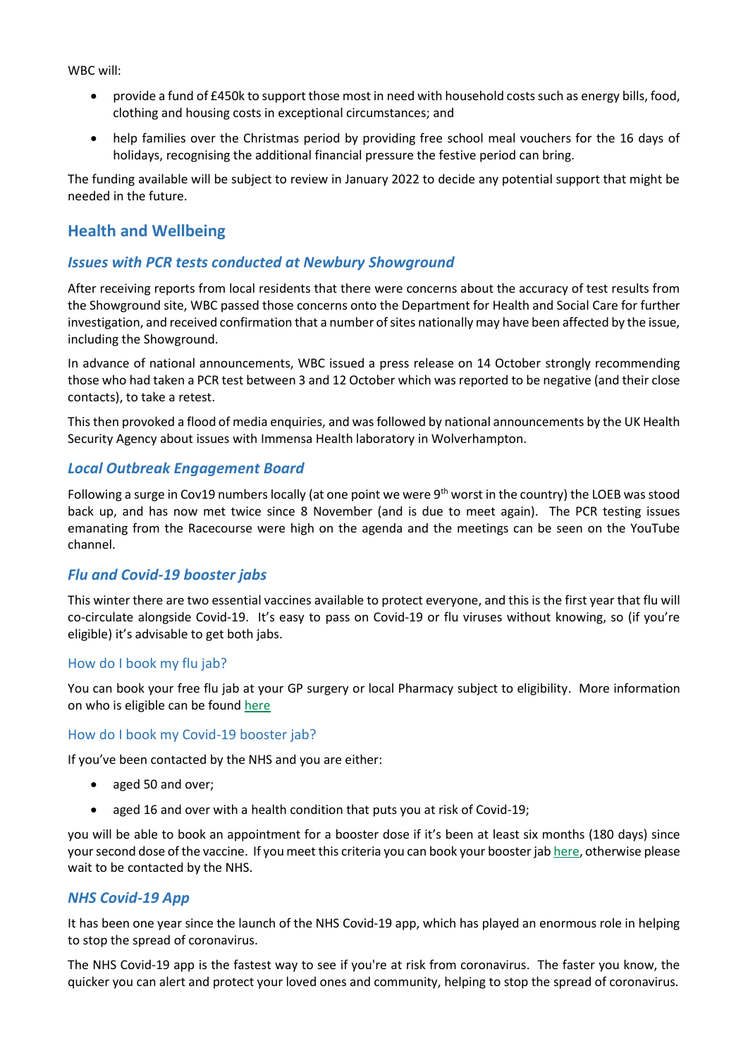WBC will:

- provide a fund of £450k to support those most in need with household costs such as energy bills, food, clothing and housing costs in exceptional circumstances; and
- help families over the Christmas period by providing free school meal vouchers for the 16 days of holidays, recognising the additional financial pressure the festive period can bring.

The funding available will be subject to review in January 2022 to decide any potential support that might be needed in the future.

## Health and Wellbeing

### *Issues with PCR tests conducted at Newbury Showground*

After receiving reports from local residents that there were concerns about the accuracy of test results from the Showground site, WBC passed those concerns onto the Department for Health and Social Care for further investigation, and received confirmation that a number of sites nationally may have been affected by the issue, including the Showground.

In advance of national announcements, WBC issued a press release on 14 October strongly recommending those who had taken a PCR test between 3 and 12 October which was reported to be negative (and their close contacts), to take a retest.

This then provoked a flood of media enquiries, and was followed by national announcements by the UK Health Security Agency about issues with Immensa Health laboratory in Wolverhampton.

### *Local Outbreak Engagement Board*

Following a surge in Cov19 numbers locally (at one point we were 9th worst in the country) the LOEB was stood back up, and has now met twice since 8 November (and is due to meet again). The PCR testing issues emanating from the Racecourse were high on the agenda and the meetings can be seen on the YouTube channel.

### *Flu and Covid-19 booster jabs*

This winter there are two essential vaccines available to protect everyone, and this is the first year that flu will co-circulate alongside Covid-19. It's easy to pass on Covid-19 or flu viruses without knowing, so (if you're eligible) it's advisable to get both jabs.

#### How do I book my flu jab?

You can book your free flu jab at your GP surgery or local Pharmacy subject to eligibility. More information on who is eligible can be found here

#### How do I book my Covid-19 booster jab?

If you've been contacted by the NHS and you are either:

- aged 50 and over;
- aged 16 and over with a health condition that puts you at risk of Covid-19;

you will be able to book an appointment for a booster dose if it's been at least six months (180 days) since your second dose of the vaccine. If you meet this criteria you can book your booster jab here, otherwise please wait to be contacted by the NHS.

### *NHS Covid-19 App*

It has been one year since the launch of the NHS Covid-19 app, which has played an enormous role in helping to stop the spread of coronavirus.

The NHS Covid-19 app is the fastest way to see if you're at risk from coronavirus. The faster you know, the quicker you can alert and protect your loved ones and community, helping to stop the spread of coronavirus.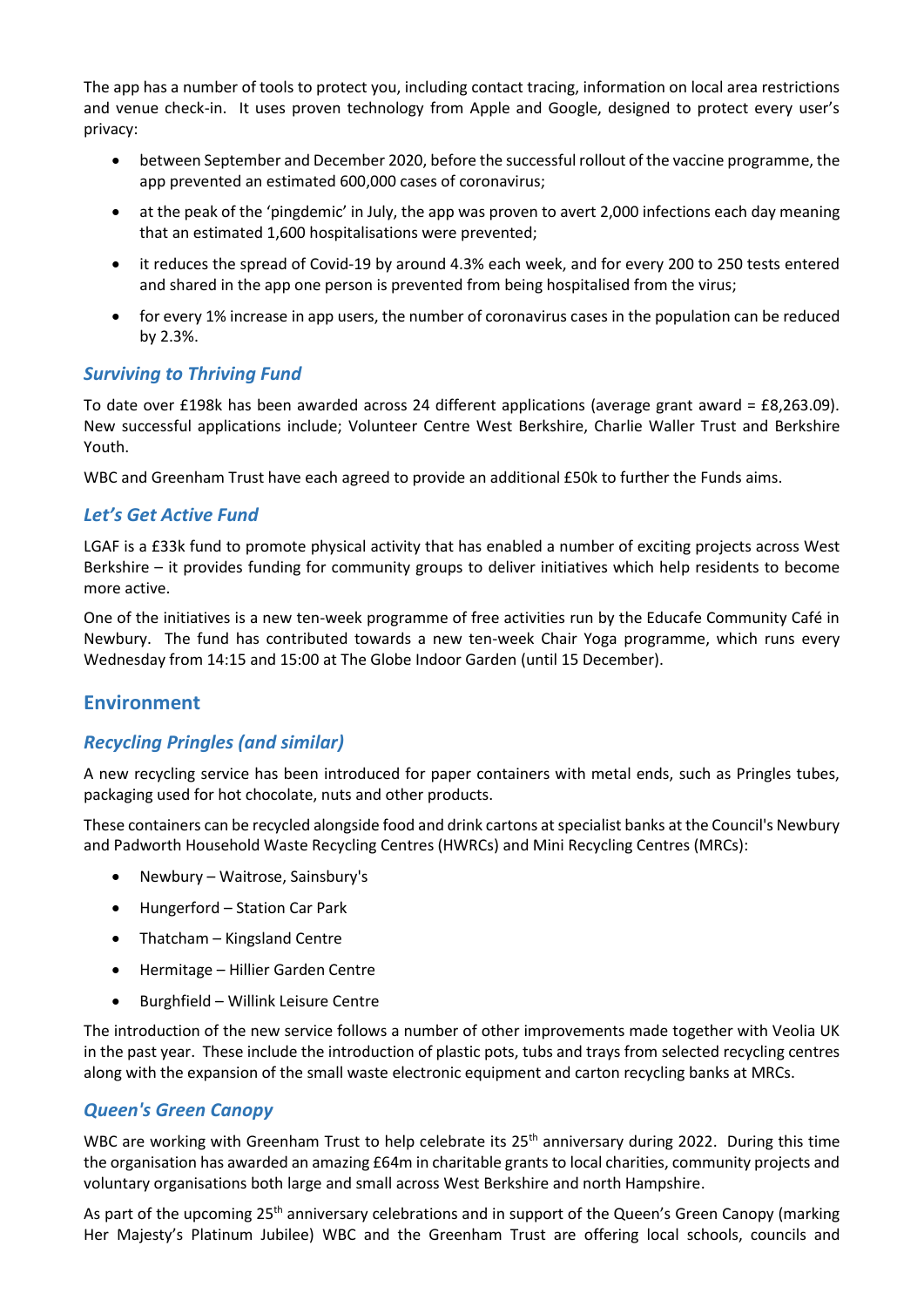The app has a number of tools to protect you, including contact tracing, information on local area restrictions and venue check-in. It uses proven technology from Apple and Google, designed to protect every user's privacy:

- between September and December 2020, before the successful rollout of the vaccine programme, the app prevented an estimated 600,000 cases of coronavirus;
- at the peak of the 'pingdemic' in July, the app was proven to avert 2,000 infections each day meaning that an estimated 1,600 hospitalisations were prevented;
- it reduces the spread of Covid-19 by around 4.3% each week, and for every 200 to 250 tests entered and shared in the app one person is prevented from being hospitalised from the virus;
- for every 1% increase in app users, the number of coronavirus cases in the population can be reduced by 2.3%.

### *Surviving to Thriving Fund*

To date over £198k has been awarded across 24 different applications (average grant award = £8,263.09). New successful applications include; Volunteer Centre West Berkshire, Charlie Waller Trust and Berkshire Youth.

WBC and Greenham Trust have each agreed to provide an additional £50k to further the Funds aims.

### *Let's Get Active Fund*

LGAF is a £33k fund to promote physical activity that has enabled a number of exciting projects across West Berkshire – it provides funding for community groups to deliver initiatives which help residents to become more active.

One of the initiatives is a new ten-week programme of free activities run by the Educafe Community Café in Newbury. The fund has contributed towards a new ten-week Chair Yoga programme, which runs every Wednesday from 14:15 and 15:00 at The Globe Indoor Garden (until 15 December).

## Environment

### *Recycling Pringles (and similar)*

A new recycling service has been introduced for paper containers with metal ends, such as Pringles tubes, packaging used for hot chocolate, nuts and other products.

These containers can be recycled alongside food and drink cartons at specialist banks at the Council's Newbury and Padworth Household Waste Recycling Centres (HWRCs) and Mini Recycling Centres (MRCs):

- Newbury – Waitrose, Sainsbury's
- Hungerford – Station Car Park
- Thatcham – Kingsland Centre
- Hermitage – Hillier Garden Centre
- Burghfield – Willink Leisure Centre

The introduction of the new service follows a number of other improvements made together with Veolia UK in the past year. These include the introduction of plastic pots, tubs and trays from selected recycling centres along with the expansion of the small waste electronic equipment and carton recycling banks at MRCs.

### *Queen's Green Canopy*

WBC are working with Greenham Trust to help celebrate its 25th anniversary during 2022. During this time the organisation has awarded an amazing £64m in charitable grants to local charities, community projects and voluntary organisations both large and small across West Berkshire and north Hampshire.

As part of the upcoming 25th anniversary celebrations and in support of the Queen's Green Canopy (marking Her Majesty's Platinum Jubilee) WBC and the Greenham Trust are offering local schools, councils and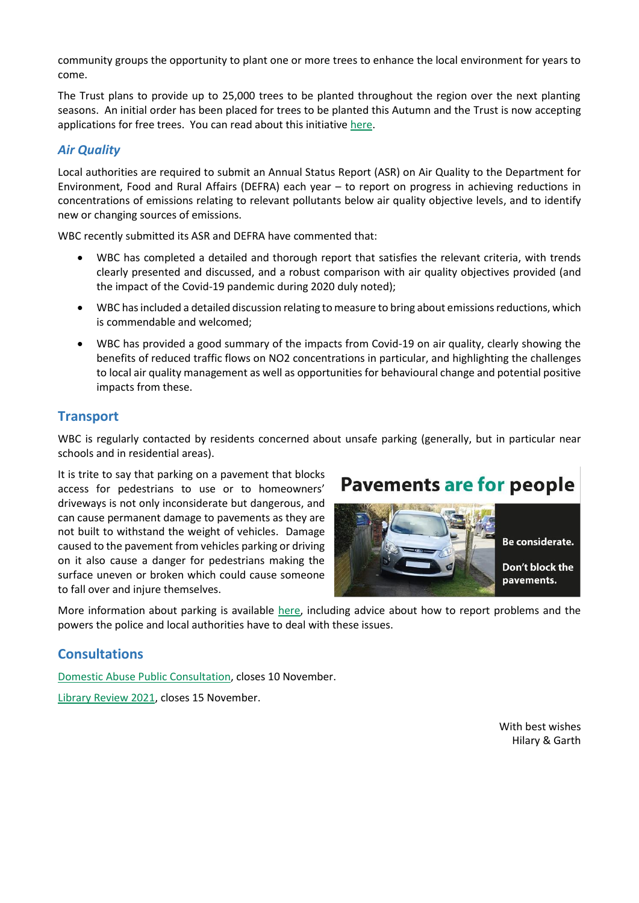community groups the opportunity to plant one or more trees to enhance the local environment for years to come.

The Trust plans to provide up to 25,000 trees to be planted throughout the region over the next planting seasons. An initial order has been placed for trees to be planted this Autumn and the Trust is now accepting applications for free trees. You can read about this initiative here.

### *Air Quality*

Local authorities are required to submit an Annual Status Report (ASR) on Air Quality to the Department for Environment, Food and Rural Affairs (DEFRA) each year – to report on progress in achieving reductions in concentrations of emissions relating to relevant pollutants below air quality objective levels, and to identify new or changing sources of emissions.

WBC recently submitted its ASR and DEFRA have commented that:

- WBC has completed a detailed and thorough report that satisfies the relevant criteria, with trends clearly presented and discussed, and a robust comparison with air quality objectives provided (and the impact of the Covid-19 pandemic during 2020 duly noted);
- WBC has included a detailed discussion relating to measure to bring about emissions reductions, which is commendable and welcomed;
- WBC has provided a good summary of the impacts from Covid-19 on air quality, clearly showing the benefits of reduced traffic flows on $NO_2$ concentrations in particular, and highlighting the challenges to local air quality management as well as opportunities for behavioural change and potential positive impacts from these.

## Transport

WBC is regularly contacted by residents concerned about unsafe parking (generally, but in particular near schools and in residential areas).

It is trite to say that parking on a pavement that blocks access for pedestrians to use or to homeowners' driveways is not only inconsiderate but dangerous, and can cause permanent damage to pavements as they are not built to withstand the weight of vehicles. Damage caused to the pavement from vehicles parking or driving on it also cause a danger for pedestrians making the surface uneven or broken which could cause someone to fall over and injure themselves.

Pavements are for people

Be considerate.

Don't block the pavements.

More information about parking is available here, including advice about how to report problems and the powers the police and local authorities have to deal with these issues.

## Consultations

Domestic Abuse Public Consultation, closes 10 November.

Library Review 2021, closes 15 November.

With best wishes
Hilary & Garth